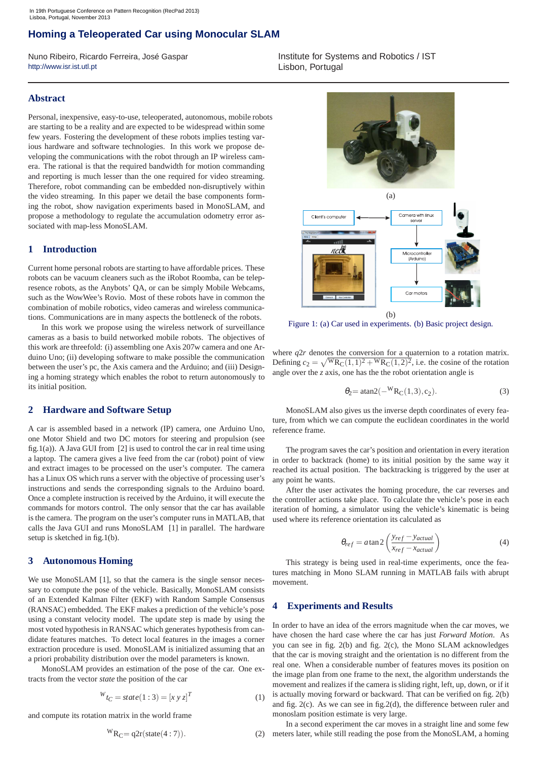In 19th Portuguese Conference on Pattern Recognition (RecPad 2013)
Lisboa, Portugal, November 2013

# Homing a Teleoperated Car using Monocular SLAM

Nuno Ribeiro, Ricardo Ferreira, José Gaspar
http://www.isr.ist.utl.pt

Institute for Systems and Robotics / IST
Lisbon, Portugal

## Abstract

Personal, inexpensive, easy-to-use, teleoperated, autonomous, mobile robots are starting to be a reality and are expected to be widespread within some few years. Fostering the development of these robots implies testing various hardware and software technologies. In this work we propose developing the communications with the robot through an IP wireless camera. The rational is that the required bandwidth for motion commanding and reporting is much lesser than the one required for video streaming. Therefore, robot commanding can be embedded non-disruptively within the video streaming. In this paper we detail the base components forming the robot, show navigation experiments based in MonoSLAM, and propose a methodology to regulate the accumulation odometry error associated with map-less MonoSLAM.

## 1 Introduction

Current home personal robots are starting to have affordable prices. These robots can be vacuum cleaners such as the iRobot Roomba, can be telepresence robots, as the Anybots' QA, or can be simply Mobile Webcams, such as the WowWee's Rovio. Most of these robots have in common the combination of mobile robotics, video cameras and wireless communications. Communications are in many aspects the bottleneck of the robots.

In this work we propose using the wireless network of surveillance cameras as a basis to build networked mobile robots. The objectives of this work are threefold: (i) assembling one Axis 207w camera and one Arduino Uno; (ii) developing software to make possible the communication between the user's pc, the Axis camera and the Arduino; and (iii) Designing a homing strategy which enables the robot to return autonomously to its initial position.

## 2 Hardware and Software Setup

A car is assembled based in a network (IP) camera, one Arduino Uno, one Motor Shield and two DC motors for steering and propulsion (see fig.1(a)). A Java GUI from [2] is used to control the car in real time using a laptop. The camera gives a live feed from the car (robot) point of view and extract images to be processed on the user's computer. The camera has a Linux OS which runs a server with the objective of processing user's instructions and sends the corresponding signals to the Arduino board. Once a complete instruction is received by the Arduino, it will execute the commands for motors control. The only sensor that the car has available is the camera. The program on the user's computer runs in MATLAB, that calls the Java GUI and runs MonoSLAM [1] in parallel. The hardware setup is sketched in fig.1(b).

## 3 Autonomous Homing

We use MonoSLAM [1], so that the camera is the single sensor necessary to compute the pose of the vehicle. Basically, MonoSLAM consists of an Extended Kalman Filter (EKF) with Random Sample Consensus (RANSAC) embedded. The EKF makes a prediction of the vehicle's pose using a constant velocity model. The update step is made by using the most voted hypothesis in RANSAC which generates hypothesis from candidate features matches. To detect local features in the images a corner extraction procedure is used. MonoSLAM is initialized assuming that an a priori probability distribution over the model parameters is known.

MonoSLAM provides an estimation of the pose of the car. One extracts from the vector *state* the position of the car

$$^{W}t_C = state(1:3) = [x\ y\ z]^T \tag{1}$$

and compute its rotation matrix in the world frame

$$^{W}R_C = q2r(state(4:7)). \tag{2}$$

(a)

Client's computer — Camera with linux server — Microcontroller (Arduino) — Car motors

(b)

Figure 1: (a) Car used in experiments. (b) Basic project design.

where $q2r$ denotes the conversion for a quaternion to a rotation matrix. Defining $c_2 = \sqrt{^{W}R_C(1,1)^2 + {^{W}R_C(1,2)^2}}$, i.e. the cosine of the rotation angle over the $z$ axis, one has the the robot orientation angle is

$$\theta_2 = \text{atan2}(-{^{W}R_C(1,3)}, c_2). \tag{3}$$

MonoSLAM also gives us the inverse depth coordinates of every feature, from which we can compute the euclidean coordinates in the world reference frame.

The program saves the car's position and orientation in every iteration in order to backtrack (home) to its initial position by the same way it reached its actual position. The backtracking is triggered by the user at any point he wants.

After the user activates the homing procedure, the car reverses and the controller actions take place. To calculate the vehicle's pose in each iteration of homing, a simulator using the vehicle's kinematic is being used where its reference orientation its calculated as

$$\theta_{ref} = a\tan 2\left(\frac{y_{ref} - y_{actual}}{x_{ref} - x_{actual}}\right) \tag{4}$$

This strategy is being used in real-time experiments, once the features matching in Mono SLAM running in MATLAB fails with abrupt movement.

## 4 Experiments and Results

In order to have an idea of the errors magnitude when the car moves, we have chosen the hard case where the car has just *Forward Motion*. As you can see in fig. 2(b) and fig. 2(c), the Mono SLAM acknowledges that the car is moving straight and the orientation is no different from the real one. When a considerable number of features moves its position on the image plan from one frame to the next, the algorithm understands the movement and realizes if the camera is sliding right, left, up, down, or if it is actually moving forward or backward. That can be verified on fig. 2(b) and fig. 2(c). As we can see in fig.2(d), the difference between ruler and monoslam position estimate is very large.

In a second experiment the car moves in a straight line and some few meters later, while still reading the car pose from the MonoSLAM, a homing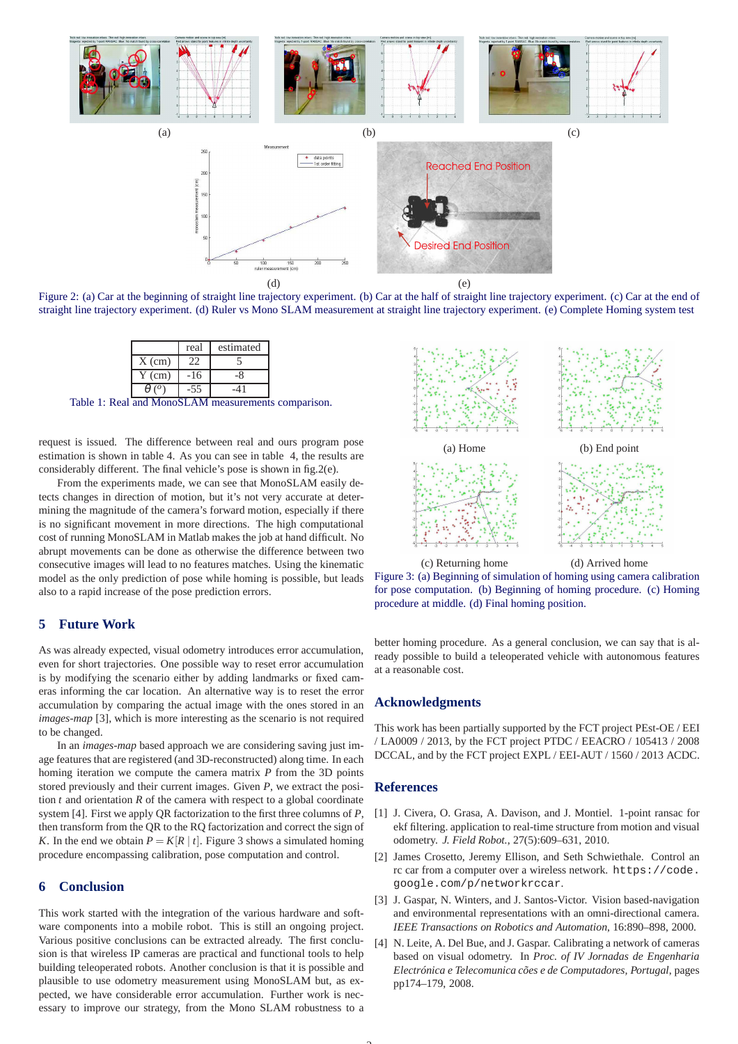(a) (b) (c)

Measurement

data points
1st order fitting

monoslam measurement (cm)

ruler measurement (cm)

Reached End Position

Desired End Position

(d) (e)

Figure 2: (a) Car at the beginning of straight line trajectory experiment. (b) Car at the half of straight line trajectory experiment. (c) Car at the end of straight line trajectory experiment. (d) Ruler vs Mono SLAM measurement at straight line trajectory experiment. (e) Complete Homing system test

| | real | estimated |
|---|---|---|
| X (cm) | 22 | 5 |
| Y (cm) | -16 | -8 |
| $\theta$ ($^o$) | -55 | -41 |

Table 1: Real and MonoSLAM measurements comparison.

request is issued. The difference between real and ours program pose estimation is shown in table 4. As you can see in table 4, the results are considerably different. The final vehicle's pose is shown in fig.2(e).

From the experiments made, we can see that MonoSLAM easily detects changes in direction of motion, but it's not very accurate at determining the magnitude of the camera's forward motion, especially if there is no significant movement in more directions. The high computational cost of running MonoSLAM in Matlab makes the job at hand difficult. No abrupt movements can be done as otherwise the difference between two consecutive images will lead to no features matches. Using the kinematic model as the only prediction of pose while homing is possible, but leads also to a rapid increase of the pose prediction errors.

## 5 Future Work

As was already expected, visual odometry introduces error accumulation, even for short trajectories. One possible way to reset error accumulation is by modifying the scenario either by adding landmarks or fixed cameras informing the car location. An alternative way is to reset the error accumulation by comparing the actual image with the ones stored in an *images-map* [3], which is more interesting as the scenario is not required to be changed.

In an *images-map* based approach we are considering saving just image features that are registered (and 3D-reconstructed) along time. In each homing iteration we compute the camera matrix $P$ from the 3D points stored previously and their current images. Given $P$, we extract the position $t$ and orientation $R$ of the camera with respect to a global coordinate system [4]. First we apply QR factorization to the first three columns of $P$, then transform from the QR to the RQ factorization and correct the sign of $K$. In the end we obtain $P = K[R \mid t]$. Figure 3 shows a simulated homing procedure encompassing calibration, pose computation and control.

## 6 Conclusion

This work started with the integration of the various hardware and software components into a mobile robot. This is still an ongoing project. Various positive conclusions can be extracted already. The first conclusion is that wireless IP cameras are practical and functional tools to help building teleoperated robots. Another conclusion is that it is possible and plausible to use odometry measurement using MonoSLAM but, as expected, we have considerable error accumulation. Further work is necessary to improve our strategy, from the Mono SLAM robustness to a better homing procedure. As a general conclusion, we can say that is already possible to build a teleoperated vehicle with autonomous features at a reasonable cost.

(a) Home (b) End point

(c) Returning home (d) Arrived home

Figure 3: (a) Beginning of simulation of homing using camera calibration for pose computation. (b) Beginning of homing procedure. (c) Homing procedure at middle. (d) Final homing position.

## Acknowledgments

This work has been partially supported by the FCT project PEst-OE / EEI / LA0009 / 2013, by the FCT project PTDC / EEACRO / 105413 / 2008 DCCAL, and by the FCT project EXPL / EEI-AUT / 1560 / 2013 ACDC.

## References

[1] J. Civera, O. Grasa, A. Davison, and J. Montiel. 1-point ransac for ekf filtering. application to real-time structure from motion and visual odometry. *J. Field Robot.*, 27(5):609–631, 2010.

[2] James Crosetto, Jeremy Ellison, and Seth Schwiethale. Control an rc car from a computer over a wireless network. `https://code.google.com/p/networkrccar`.

[3] J. Gaspar, N. Winters, and J. Santos-Victor. Vision based-navigation and environmental representations with an omni-directional camera. *IEEE Transactions on Robotics and Automation*, 16:890–898, 2000.

[4] N. Leite, A. Del Bue, and J. Gaspar. Calibrating a network of cameras based on visual odometry. In *Proc. of IV Jornadas de Engenharia Electrónica e Telecomunica cões e de Computadores, Portugal*, pages pp174–179, 2008.